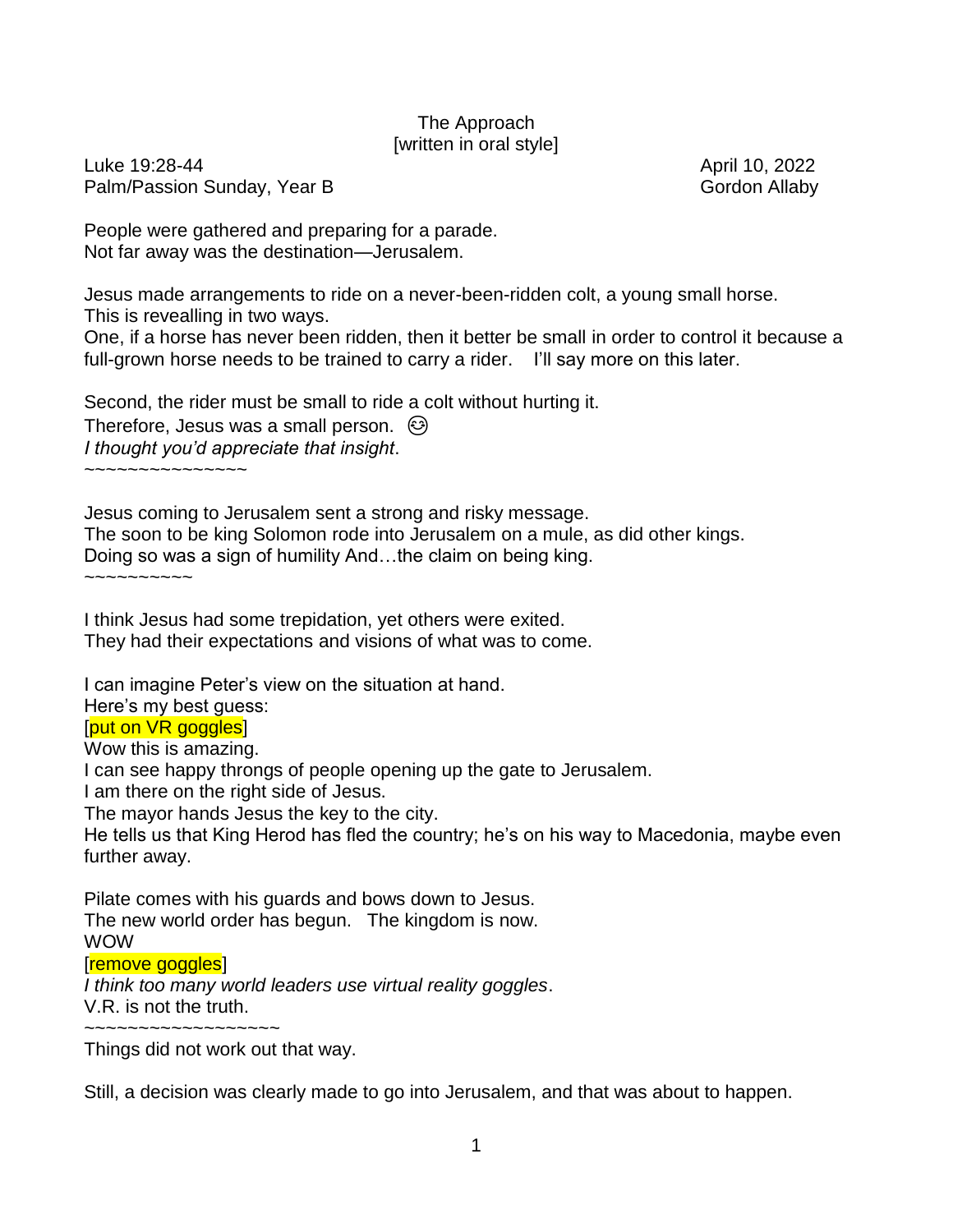The Approach
[written in oral style]

Luke 19:28-44 — April 10, 2022
Palm/Passion Sunday, Year B — Gordon Allaby

People were gathered and preparing for a parade.
Not far away was the destination—Jerusalem.

Jesus made arrangements to ride on a never-been-ridden colt, a young small horse.
This is revealling in two ways.
One, if a horse has never been ridden, then it better be small in order to control it because a full-grown horse needs to be trained to carry a rider. I'll say more on this later.

Second, the rider must be small to ride a colt without hurting it.
Therefore, Jesus was a small person. 😌
*I thought you'd appreciate that insight*.
~~~~~~~~~~~~~~~~

Jesus coming to Jerusalem sent a strong and risky message.
The soon to be king Solomon rode into Jerusalem on a mule, as did other kings.
Doing so was a sign of humility And…the claim on being king.
~~~~~~~~~~~

I think Jesus had some trepidation, yet others were exited.
They had their expectations and visions of what was to come.

I can imagine Peter's view on the situation at hand.
Here's my best guess:
[put on VR goggles]
Wow this is amazing.
I can see happy throngs of people opening up the gate to Jerusalem.
I am there on the right side of Jesus.
The mayor hands Jesus the key to the city.
He tells us that King Herod has fled the country; he's on his way to Macedonia, maybe even further away.

Pilate comes with his guards and bows down to Jesus.
The new world order has begun. The kingdom is now.
WOW
[remove goggles]
*I think too many world leaders use virtual reality goggles*.
V.R. is not the truth.
~~~~~~~~~~~~~~~~~~
Things did not work out that way.

Still, a decision was clearly made to go into Jerusalem, and that was about to happen.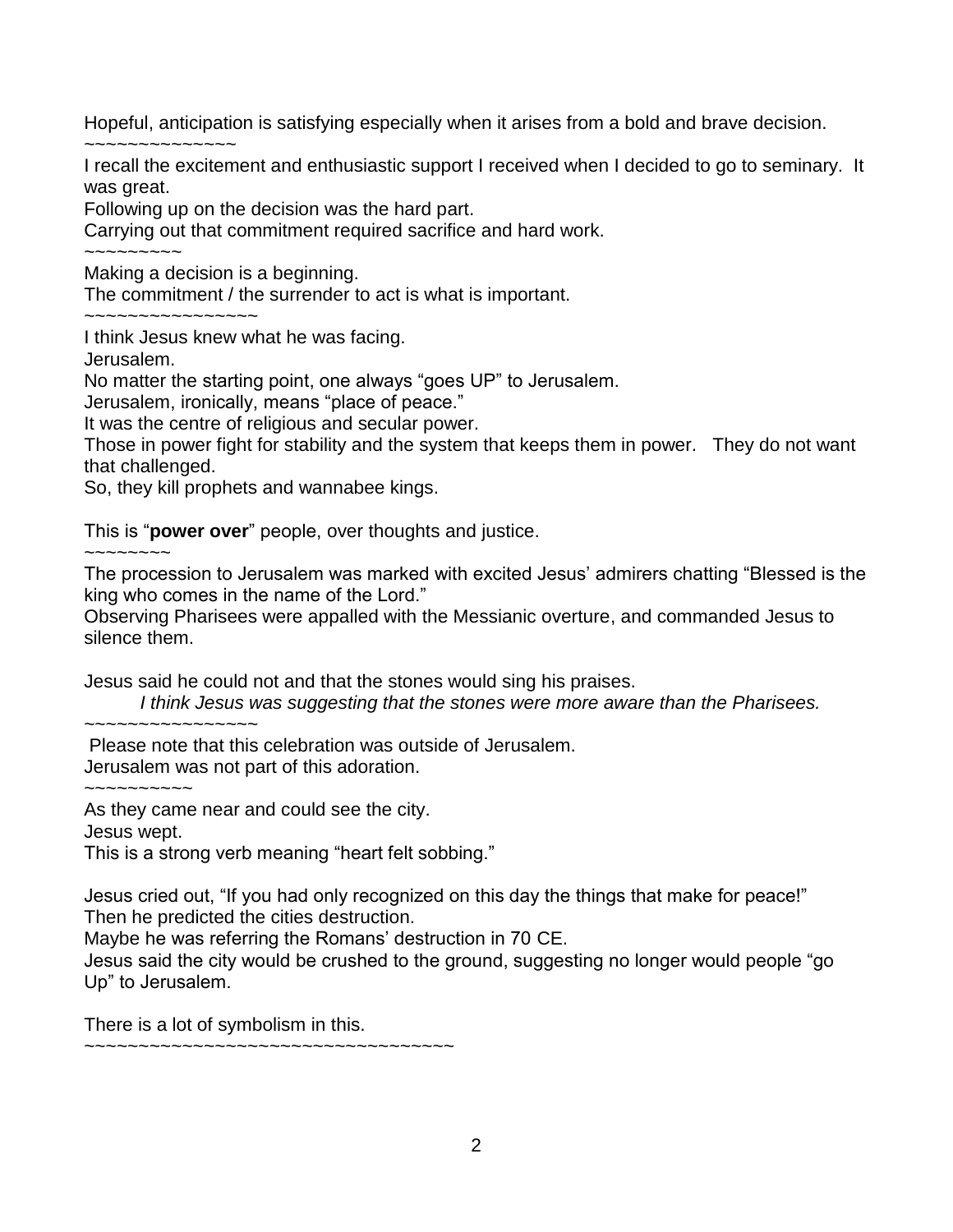Hopeful, anticipation is satisfying especially when it arises from a bold and brave decision.

~~~~~~~~~~~~~~~

I recall the excitement and enthusiastic support I received when I decided to go to seminary. It was great.

Following up on the decision was the hard part.

Carrying out that commitment required sacrifice and hard work.

~~~~~~~~~

Making a decision is a beginning.

The commitment / the surrender to act is what is important.

~~~~~~~~~~~~~~~~

I think Jesus knew what he was facing.

Jerusalem.

No matter the starting point, one always "goes UP" to Jerusalem.

Jerusalem, ironically, means "place of peace."

It was the centre of religious and secular power.

Those in power fight for stability and the system that keeps them in power. They do not want that challenged.

So, they kill prophets and wannabee kings.

This is "**power over**" people, over thoughts and justice.

~~~~~~~~

The procession to Jerusalem was marked with excited Jesus' admirers chatting "Blessed is the king who comes in the name of the Lord."

Observing Pharisees were appalled with the Messianic overture, and commanded Jesus to silence them.

Jesus said he could not and that the stones would sing his praises.

> *I think Jesus was suggesting that the stones were more aware than the Pharisees.*

~~~~~~~~~~~~~~~~

Please note that this celebration was outside of Jerusalem.

Jerusalem was not part of this adoration.

~~~~~~~~~~

As they came near and could see the city.

Jesus wept.

This is a strong verb meaning "heart felt sobbing."

Jesus cried out, "If you had only recognized on this day the things that make for peace!"

Then he predicted the cities destruction.

Maybe he was referring the Romans' destruction in 70 CE.

Jesus said the city would be crushed to the ground, suggesting no longer would people "go Up" to Jerusalem.

There is a lot of symbolism in this.

~~~~~~~~~~~~~~~~~~~~~~~~~~~~~~~~~~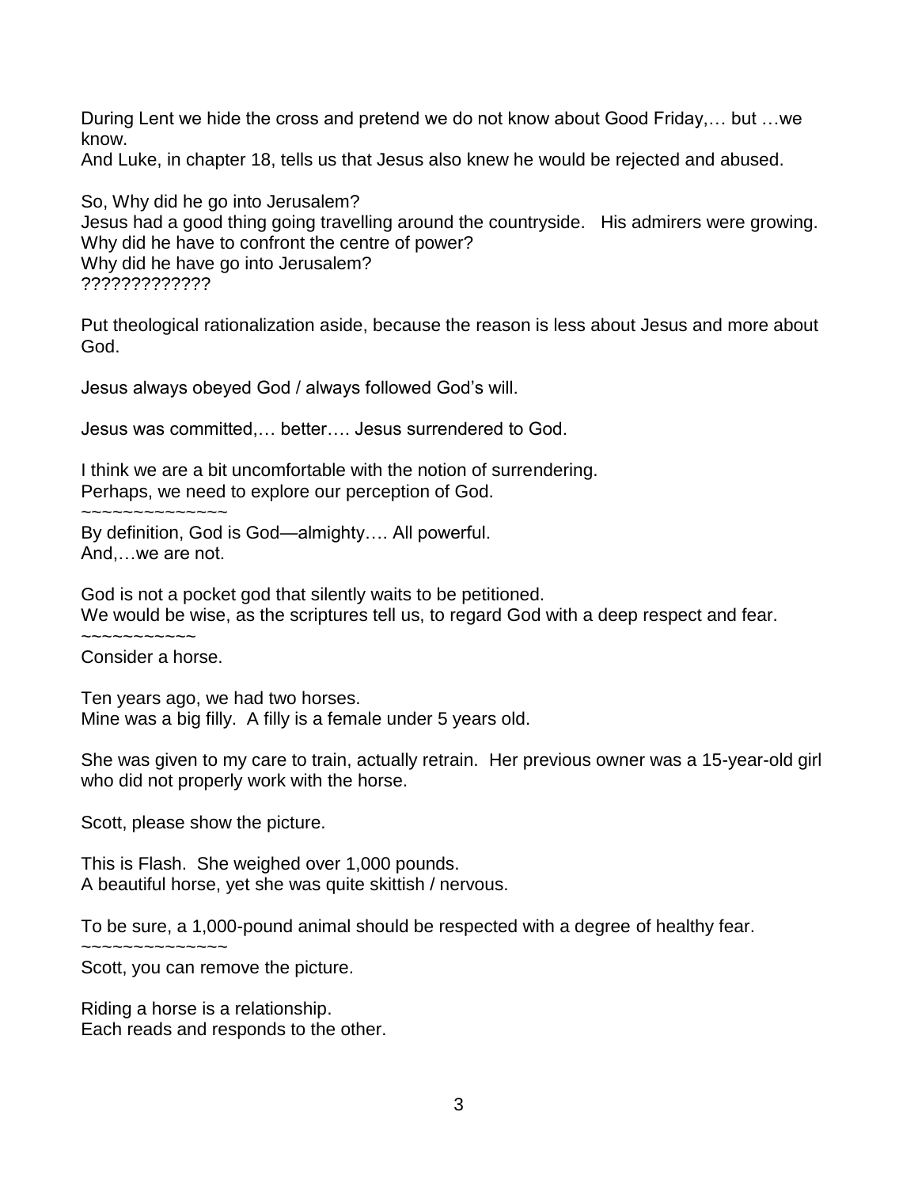During Lent we hide the cross and pretend we do not know about Good Friday,… but …we know.
And Luke, in chapter 18, tells us that Jesus also knew he would be rejected and abused.

So, Why did he go into Jerusalem?
Jesus had a good thing going travelling around the countryside. His admirers were growing.
Why did he have to confront the centre of power?
Why did he have go into Jerusalem?
?????????????

Put theological rationalization aside, because the reason is less about Jesus and more about God.

Jesus always obeyed God / always followed God's will.

Jesus was committed,… better…. Jesus surrendered to God.

I think we are a bit uncomfortable with the notion of surrendering.
Perhaps, we need to explore our perception of God.
~~~~~~~~~~~~~~~
By definition, God is God—almighty…. All powerful.
And,…we are not.

God is not a pocket god that silently waits to be petitioned.
We would be wise, as the scriptures tell us, to regard God with a deep respect and fear.
~~~~~~~~~~~
Consider a horse.

Ten years ago, we had two horses.
Mine was a big filly. A filly is a female under 5 years old.

She was given to my care to train, actually retrain. Her previous owner was a 15-year-old girl who did not properly work with the horse.

Scott, please show the picture.

This is Flash. She weighed over 1,000 pounds.
A beautiful horse, yet she was quite skittish / nervous.

To be sure, a 1,000-pound animal should be respected with a degree of healthy fear.
~~~~~~~~~~~~~~
Scott, you can remove the picture.

Riding a horse is a relationship.
Each reads and responds to the other.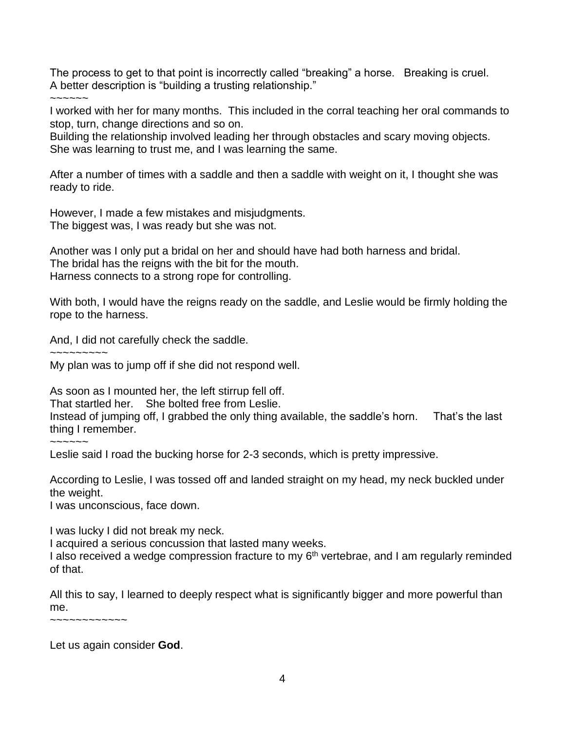The process to get to that point is incorrectly called “breaking” a horse.   Breaking is cruel.
A better description is “building a trusting relationship.”

~~~~~~

I worked with her for many months.  This included in the corral teaching her oral commands to stop, turn, change directions and so on.
Building the relationship involved leading her through obstacles and scary moving objects.
She was learning to trust me, and I was learning the same.

After a number of times with a saddle and then a saddle with weight on it, I thought she was ready to ride.

However, I made a few mistakes and misjudgments.
The biggest was, I was ready but she was not.

Another was I only put a bridal on her and should have had both harness and bridal.
The bridal has the reigns with the bit for the mouth.
Harness connects to a strong rope for controlling.

With both, I would have the reigns ready on the saddle, and Leslie would be firmly holding the rope to the harness.

And, I did not carefully check the saddle.

~~~~~~~~~

My plan was to jump off if she did not respond well.

As soon as I mounted her, the left stirrup fell off.
That startled her.   She bolted free from Leslie.
Instead of jumping off, I grabbed the only thing available, the saddle’s horn.   That’s the last thing I remember.

~~~~~~

Leslie said I road the bucking horse for 2-3 seconds, which is pretty impressive.

According to Leslie, I was tossed off and landed straight on my head, my neck buckled under the weight.
I was unconscious, face down.

I was lucky I did not break my neck.
I acquired a serious concussion that lasted many weeks.
I also received a wedge compression fracture to my 6th vertebrae, and I am regularly reminded of that.

All this to say, I learned to deeply respect what is significantly bigger and more powerful than me.

~~~~~~~~~~~~~

Let us again consider **God**.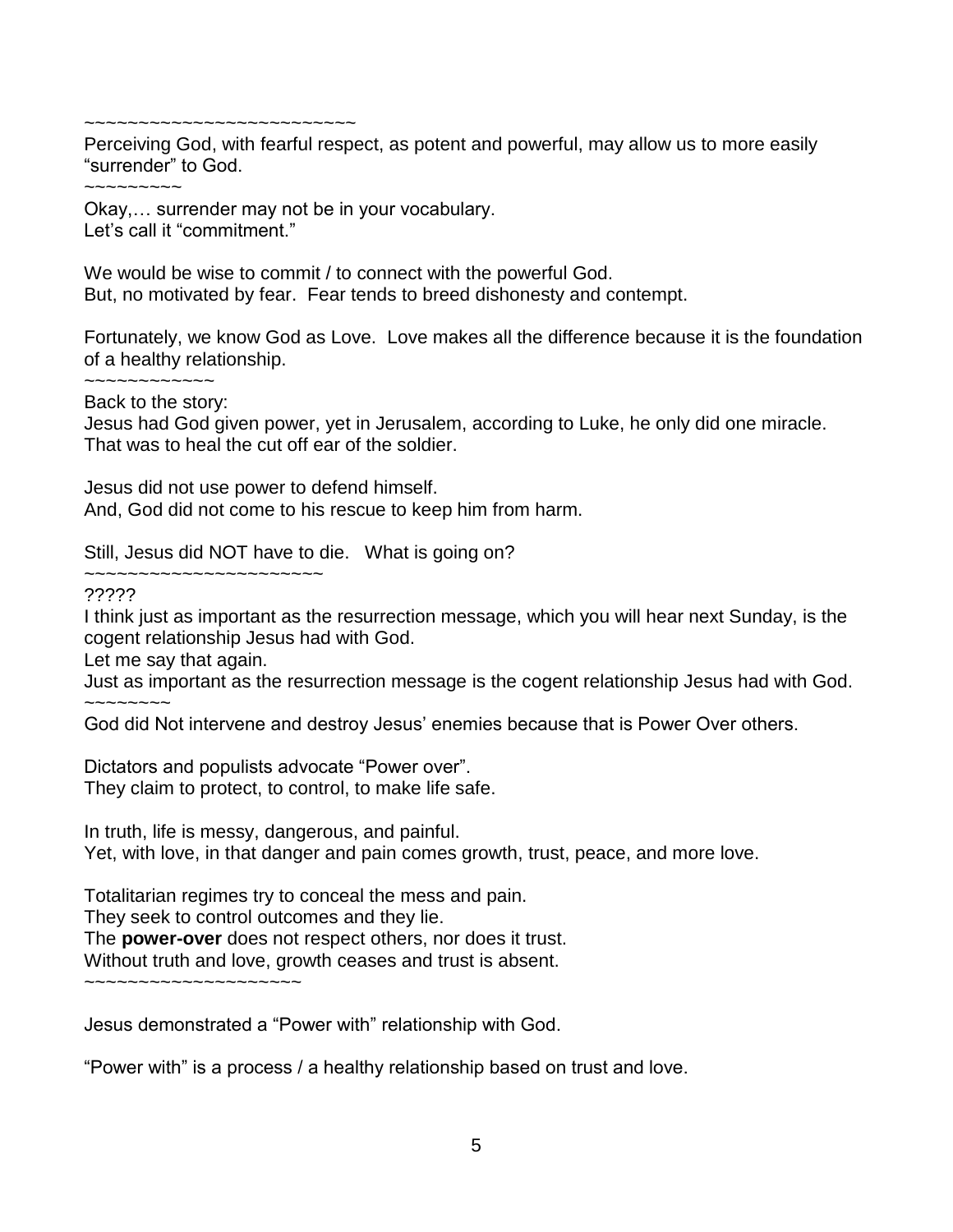~~~~~~~~~~~~~~~~~~~~~~~~~~

Perceiving God, with fearful respect, as potent and powerful, may allow us to more easily "surrender" to God.

~~~~~~~~~

Okay,… surrender may not be in your vocabulary.
Let's call it "commitment."

We would be wise to commit / to connect with the powerful God.
But, no motivated by fear. Fear tends to breed dishonesty and contempt.

Fortunately, we know God as Love. Love makes all the difference because it is the foundation of a healthy relationship.

~~~~~~~~~~~~~

Back to the story:
Jesus had God given power, yet in Jerusalem, according to Luke, he only did one miracle. That was to heal the cut off ear of the soldier.

Jesus did not use power to defend himself.
And, God did not come to his rescue to keep him from harm.

Still, Jesus did NOT have to die. What is going on?

~~~~~~~~~~~~~~~~~~~~~~

?????

I think just as important as the resurrection message, which you will hear next Sunday, is the cogent relationship Jesus had with God.
Let me say that again.
Just as important as the resurrection message is the cogent relationship Jesus had with God.

~~~~~~~~

God did Not intervene and destroy Jesus' enemies because that is Power Over others.

Dictators and populists advocate "Power over".
They claim to protect, to control, to make life safe.

In truth, life is messy, dangerous, and painful.
Yet, with love, in that danger and pain comes growth, trust, peace, and more love.

Totalitarian regimes try to conceal the mess and pain.
They seek to control outcomes and they lie.
The **power-over** does not respect others, nor does it trust.
Without truth and love, growth ceases and trust is absent.

~~~~~~~~~~~~~~~~~~~~

Jesus demonstrated a "Power with" relationship with God.

"Power with" is a process / a healthy relationship based on trust and love.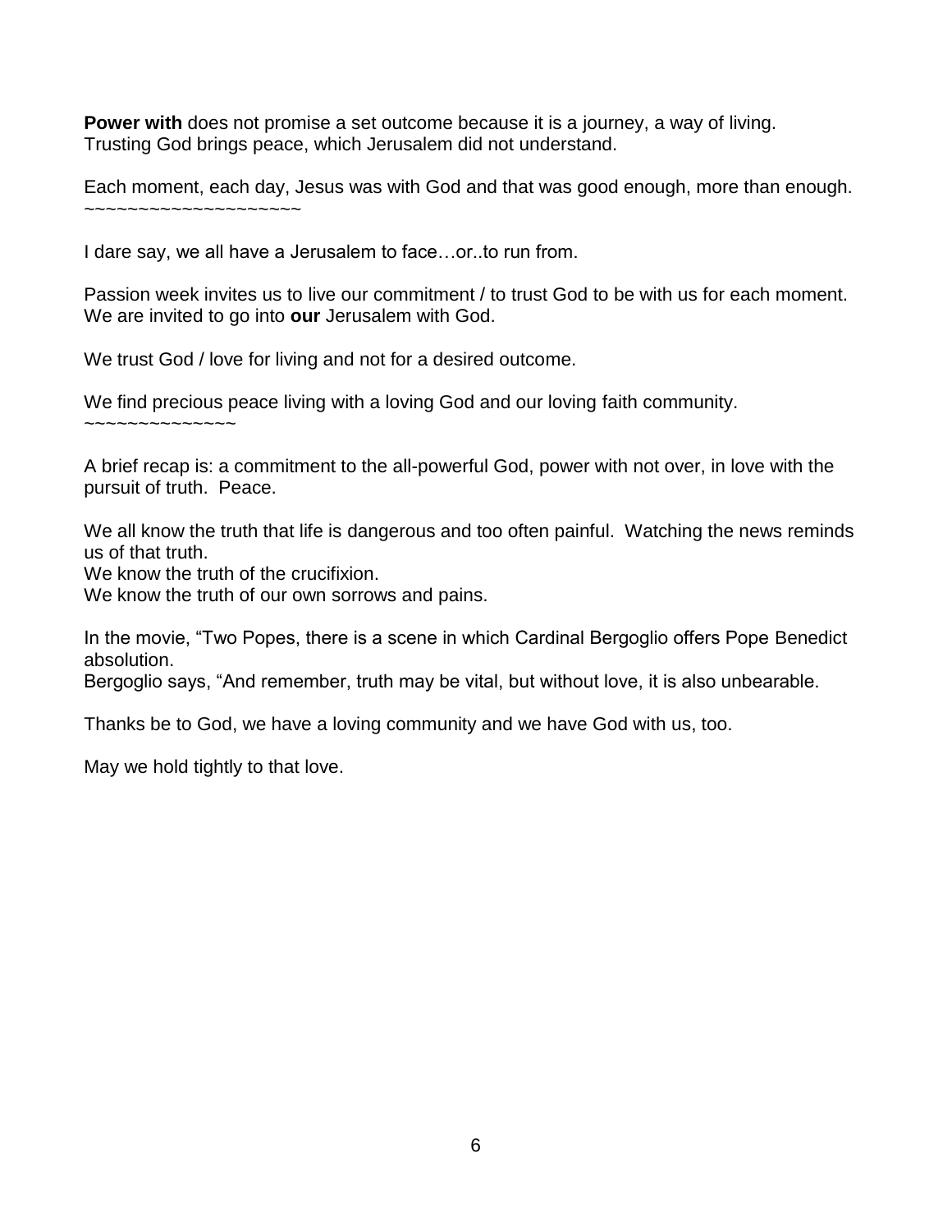**Power with** does not promise a set outcome because it is a journey, a way of living.
Trusting God brings peace, which Jerusalem did not understand.

Each moment, each day, Jesus was with God and that was good enough, more than enough.
~~~~~~~~~~~~~~~~~~~~~

I dare say, we all have a Jerusalem to face…or..to run from.

Passion week invites us to live our commitment / to trust God to be with us for each moment.
We are invited to go into **our** Jerusalem with God.

We trust God / love for living and not for a desired outcome.

We find precious peace living with a loving God and our loving faith community.
~~~~~~~~~~~~~~~

A brief recap is: a commitment to the all-powerful God, power with not over, in love with the pursuit of truth. Peace.

We all know the truth that life is dangerous and too often painful. Watching the news reminds us of that truth.
We know the truth of the crucifixion.
We know the truth of our own sorrows and pains.

In the movie, "Two Popes, there is a scene in which Cardinal Bergoglio offers Pope Benedict absolution.
Bergoglio says, "And remember, truth may be vital, but without love, it is also unbearable.

Thanks be to God, we have a loving community and we have God with us, too.

May we hold tightly to that love.